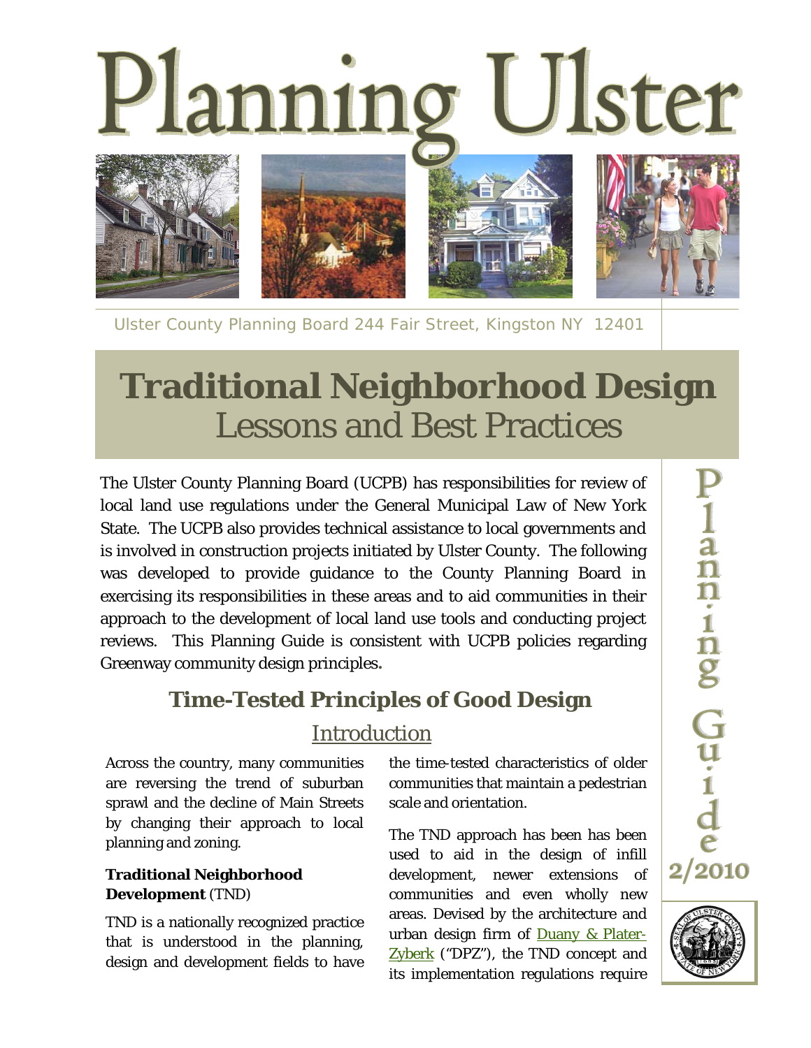# Planning Ulster

Ulster County Planning Board 244 Fair Street, Kingston NY 12401

Planning Guide 2/2010

# Traditional Neighborhood Design
## Lessons and Best Practices

The Ulster County Planning Board (UCPB) has responsibilities for review of local land use regulations under the General Municipal Law of New York State. The UCPB also provides technical assistance to local governments and is involved in construction projects initiated by Ulster County. The following was developed to provide guidance to the County Planning Board in exercising its responsibilities in these areas and to aid communities in their approach to the development of local land use tools and conducting project reviews. This Planning Guide is consistent with UCPB policies regarding Greenway community design principles.

## Time-Tested Principles of Good Design

### Introduction

Across the country, many communities are reversing the trend of suburban sprawl and the decline of Main Streets by changing their approach to local planning and zoning.

**Traditional Neighborhood Development** (TND)

TND is a nationally recognized practice that is understood in the planning, design and development fields to have the time-tested characteristics of older communities that maintain a pedestrian scale and orientation.

The TND approach has been has been used to aid in the design of infill development, newer extensions of communities and even wholly new areas. Devised by the architecture and urban design firm of Duany & Plater-Zyberk ("DPZ"), the TND concept and its implementation regulations require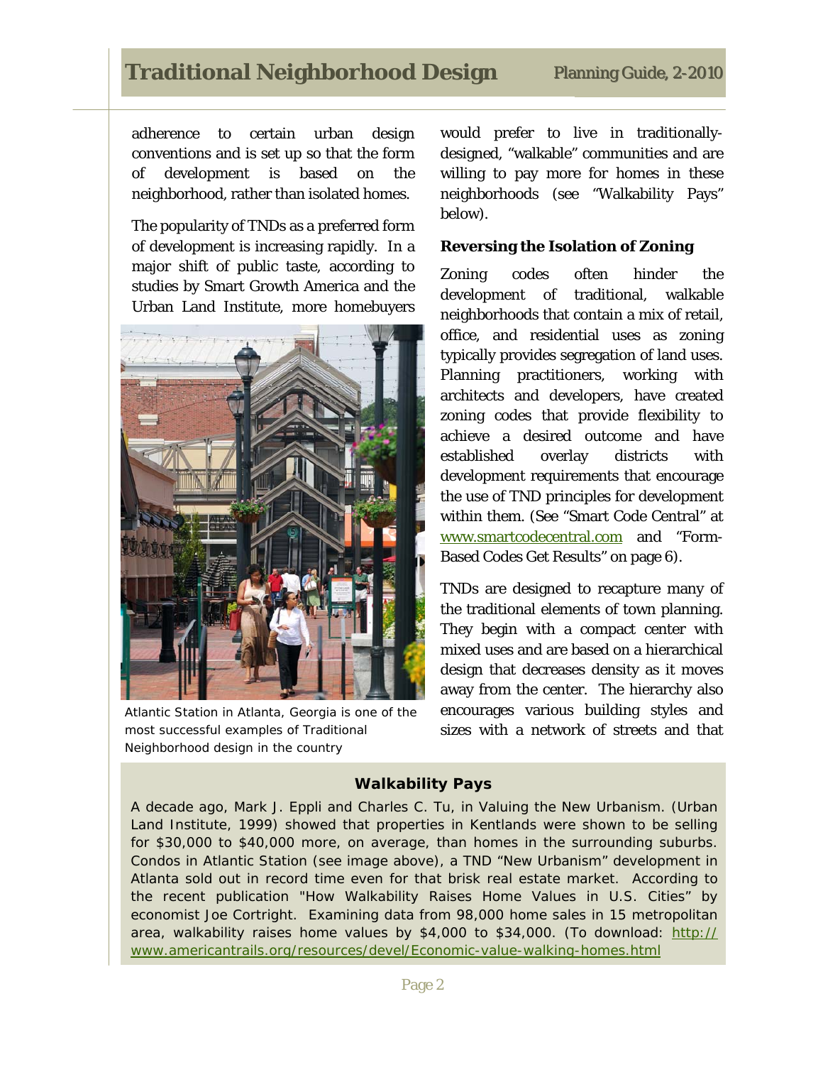adherence to certain urban design conventions and is set up so that the form of development is based on the neighborhood, rather than isolated homes.

The popularity of TNDs as a preferred form of development is increasing rapidly. In a major shift of public taste, according to studies by Smart Growth America and the Urban Land Institute, more homebuyers would prefer to live in traditionally-designed, "walkable" communities and are willing to pay more for homes in these neighborhoods (see "Walkability Pays" below).

Atlantic Station in Atlanta, Georgia is one of the most successful examples of Traditional Neighborhood design in the country

### Reversing the Isolation of Zoning

Zoning codes often hinder the development of traditional, walkable neighborhoods that contain a mix of retail, office, and residential uses as zoning typically provides segregation of land uses. Planning practitioners, working with architects and developers, have created zoning codes that provide flexibility to achieve a desired outcome and have established overlay districts with development requirements that encourage the use of TND principles for development within them. (See "Smart Code Central" at www.smartcodecentral.com and "Form-Based Codes Get Results" on page 6).

TNDs are designed to recapture many of the traditional elements of town planning. They begin with a compact center with mixed uses and are based on a hierarchical design that decreases density as it moves away from the center. The hierarchy also encourages various building styles and sizes with a network of streets and that

### Walkability Pays

A decade ago, Mark J. Eppli and Charles C. Tu, in Valuing the New Urbanism. (Urban Land Institute, 1999) showed that properties in Kentlands were shown to be selling for $30,000 to $40,000 more, on average, than homes in the surrounding suburbs. Condos in Atlantic Station (see image above), a TND "New Urbanism" development in Atlanta sold out in record time even for that brisk real estate market. According to the recent publication "How Walkability Raises Home Values in U.S. Cities" by economist Joe Cortright. Examining data from 98,000 home sales in 15 metropolitan area, walkability raises home values by $4,000 to $34,000. (To download: http://www.americantrails.org/resources/devel/Economic-value-walking-homes.html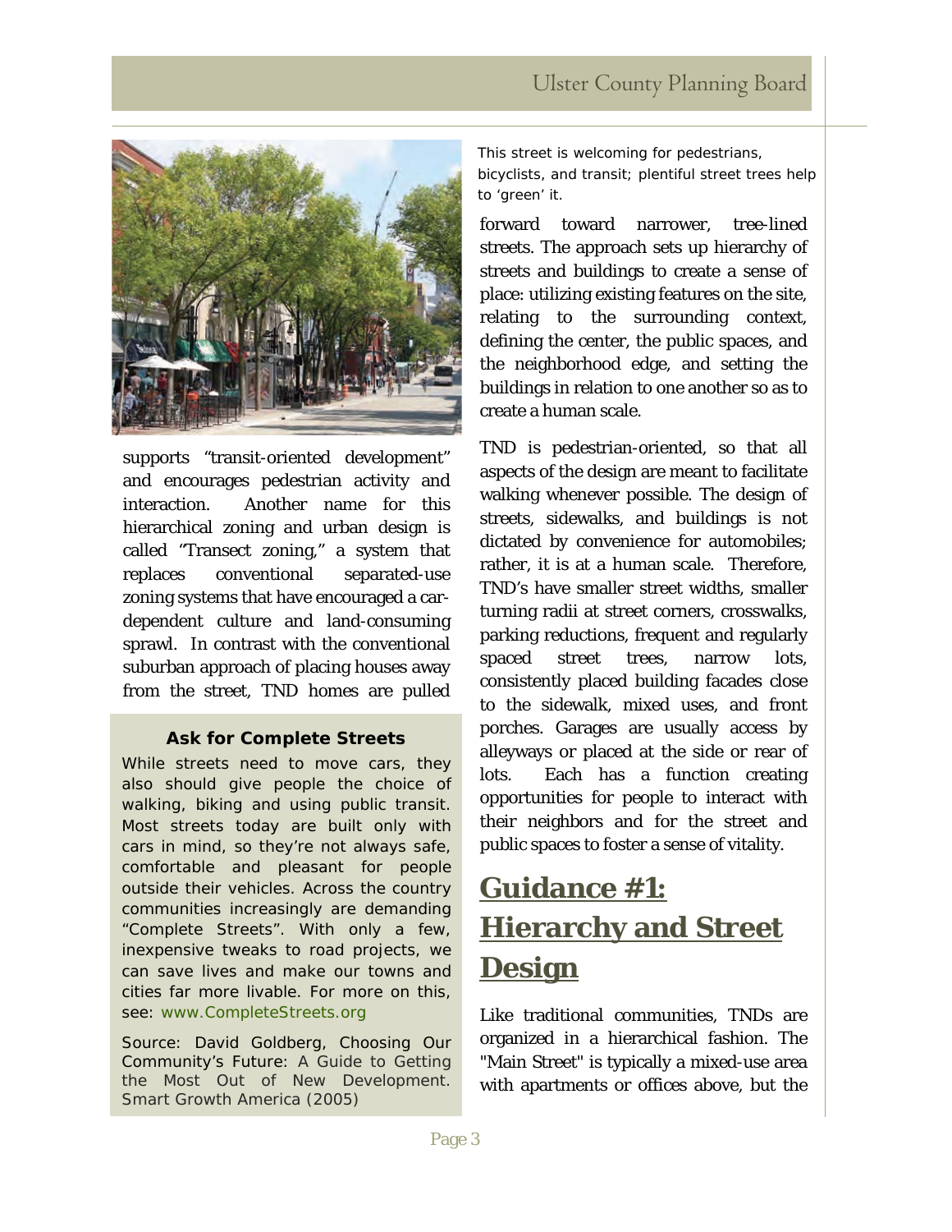This street is welcoming for pedestrians, bicyclists, and transit; plentiful street trees help to 'green' it.

supports "transit-oriented development" and encourages pedestrian activity and interaction. Another name for this hierarchical zoning and urban design is called "Transect zoning," a system that replaces conventional separated-use zoning systems that have encouraged a car-dependent culture and land-consuming sprawl. In contrast with the conventional suburban approach of placing houses away from the street, TND homes are pulled forward toward narrower, tree-lined streets. The approach sets up hierarchy of streets and buildings to create a sense of place: utilizing existing features on the site, relating to the surrounding context, defining the center, the public spaces, and the neighborhood edge, and setting the buildings in relation to one another so as to create a human scale.

TND is pedestrian-oriented, so that all aspects of the design are meant to facilitate walking whenever possible. The design of streets, sidewalks, and buildings is not dictated by convenience for automobiles; rather, it is at a human scale. Therefore, TND's have smaller street widths, smaller turning radii at street corners, crosswalks, parking reductions, frequent and regularly spaced street trees, narrow lots, consistently placed building facades close to the sidewalk, mixed uses, and front porches. Garages are usually access by alleyways or placed at the side or rear of lots. Each has a function creating opportunities for people to interact with their neighbors and for the street and public spaces to foster a sense of vitality.

**Ask for Complete Streets**

While streets need to move cars, they also should give people the choice of walking, biking and using public transit. Most streets today are built only with cars in mind, so they're not always safe, comfortable and pleasant for people outside their vehicles. Across the country communities increasingly are demanding "Complete Streets". With only a few, inexpensive tweaks to road projects, we can save lives and make our towns and cities far more livable. For more on this, see: www.CompleteStreets.org

Source: David Goldberg, Choosing Our Community's Future: A Guide to Getting the Most Out of New Development. Smart Growth America (2005)

## Guidance #1: Hierarchy and Street Design

Like traditional communities, TNDs are organized in a hierarchical fashion. The "Main Street" is typically a mixed-use area with apartments or offices above, but the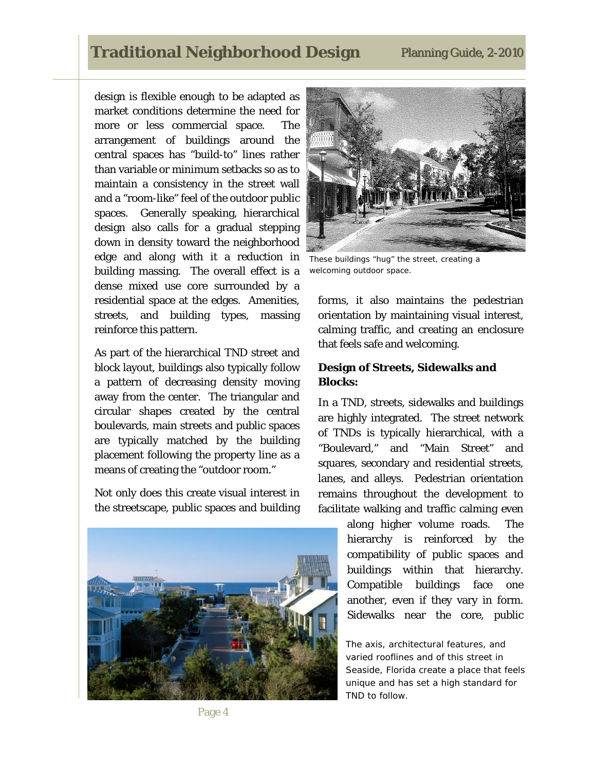design is flexible enough to be adapted as market conditions determine the need for more or less commercial space. The arrangement of buildings around the central spaces has "build-to" lines rather than variable or minimum setbacks so as to maintain a consistency in the street wall and a "room-like" feel of the outdoor public spaces. Generally speaking, hierarchical design also calls for a gradual stepping down in density toward the neighborhood edge and along with it a reduction in building massing. The overall effect is a dense mixed use core surrounded by a residential space at the edges. Amenities, streets, and building types, massing reinforce this pattern.

As part of the hierarchical TND street and block layout, buildings also typically follow a pattern of decreasing density moving away from the center. The triangular and circular shapes created by the central boulevards, main streets and public spaces are typically matched by the building placement following the property line as a means of creating the "outdoor room."

Not only does this create visual interest in the streetscape, public spaces and building forms, it also maintains the pedestrian orientation by maintaining visual interest, calming traffic, and creating an enclosure that feels safe and welcoming.

These buildings "hug" the street, creating a welcoming outdoor space.

**Design of Streets, Sidewalks and Blocks:**

In a TND, streets, sidewalks and buildings are highly integrated. The street network of TNDs is typically hierarchical, with a "Boulevard," and "Main Street" and squares, secondary and residential streets, lanes, and alleys. Pedestrian orientation remains throughout the development to facilitate walking and traffic calming even along higher volume roads. The hierarchy is reinforced by the compatibility of public spaces and buildings within that hierarchy. Compatible buildings face one another, even if they vary in form. Sidewalks near the core, public

The axis, architectural features, and varied rooflines and of this street in Seaside, Florida create a place that feels unique and has set a high standard for TND to follow.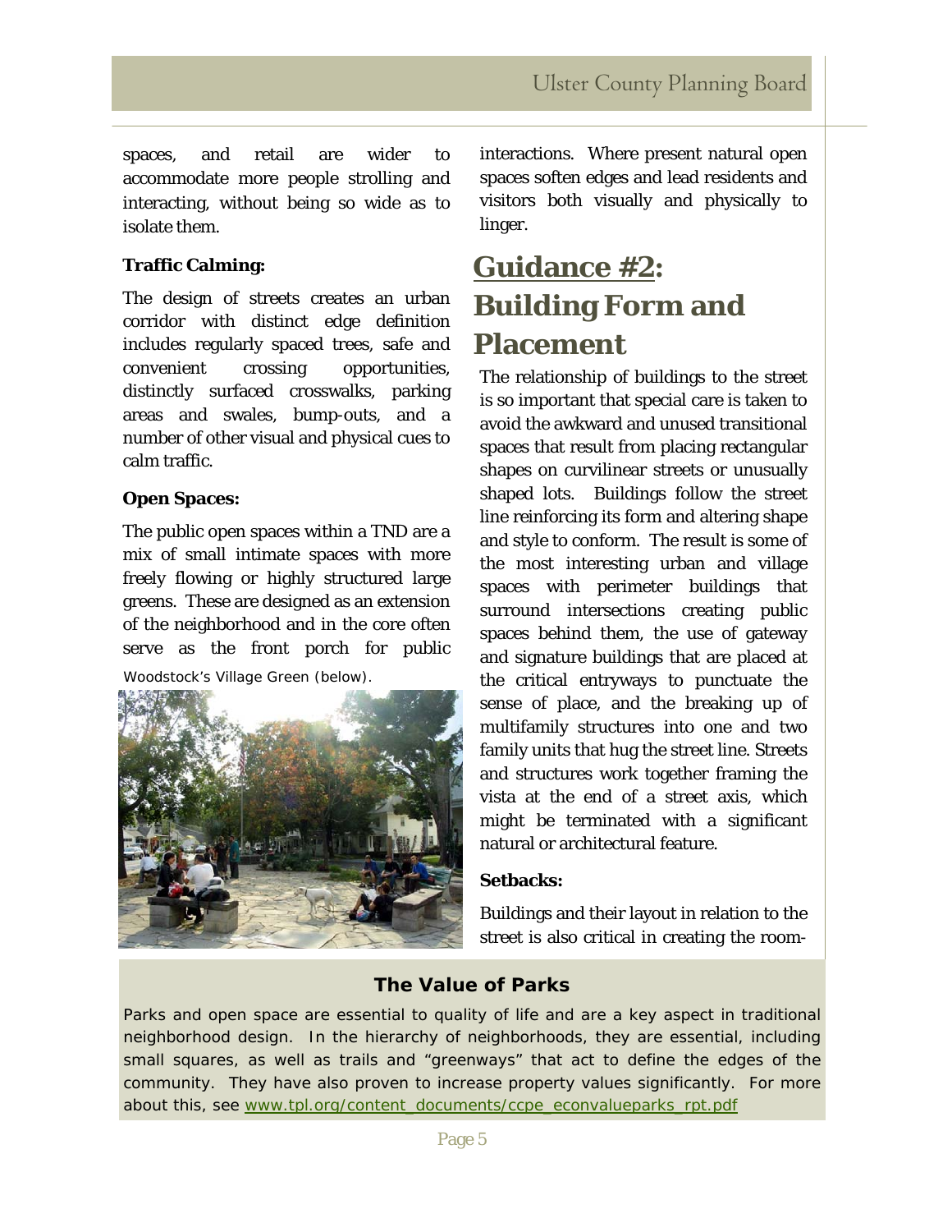spaces, and retail are wider to accommodate more people strolling and interacting, without being so wide as to isolate them.

**Traffic Calming:**

The design of streets creates an urban corridor with distinct edge definition includes regularly spaced trees, safe and convenient crossing opportunities, distinctly surfaced crosswalks, parking areas and swales, bump-outs, and a number of other visual and physical cues to calm traffic.

**Open Spaces:**

The public open spaces within a TND are a mix of small intimate spaces with more freely flowing or highly structured large greens. These are designed as an extension of the neighborhood and in the core often serve as the front porch for public interactions. Where present natural open spaces soften edges and lead residents and visitors both visually and physically to linger.

Woodstock's Village Green (below).

## Guidance #2: Building Form and Placement

The relationship of buildings to the street is so important that special care is taken to avoid the awkward and unused transitional spaces that result from placing rectangular shapes on curvilinear streets or unusually shaped lots. Buildings follow the street line reinforcing its form and altering shape and style to conform. The result is some of the most interesting urban and village spaces with perimeter buildings that surround intersections creating public spaces behind them, the use of gateway and signature buildings that are placed at the critical entryways to punctuate the sense of place, and the breaking up of multifamily structures into one and two family units that hug the street line. Streets and structures work together framing the vista at the end of a street axis, which might be terminated with a significant natural or architectural feature.

**Setbacks:**

Buildings and their layout in relation to the street is also critical in creating the room-

### The Value of Parks

Parks and open space are essential to quality of life and are a key aspect in traditional neighborhood design. In the hierarchy of neighborhoods, they are essential, including small squares, as well as trails and "greenways" that act to define the edges of the community. They have also proven to increase property values significantly. For more about this, see www.tpl.org/content_documents/ccpe_econvalueparks_rpt.pdf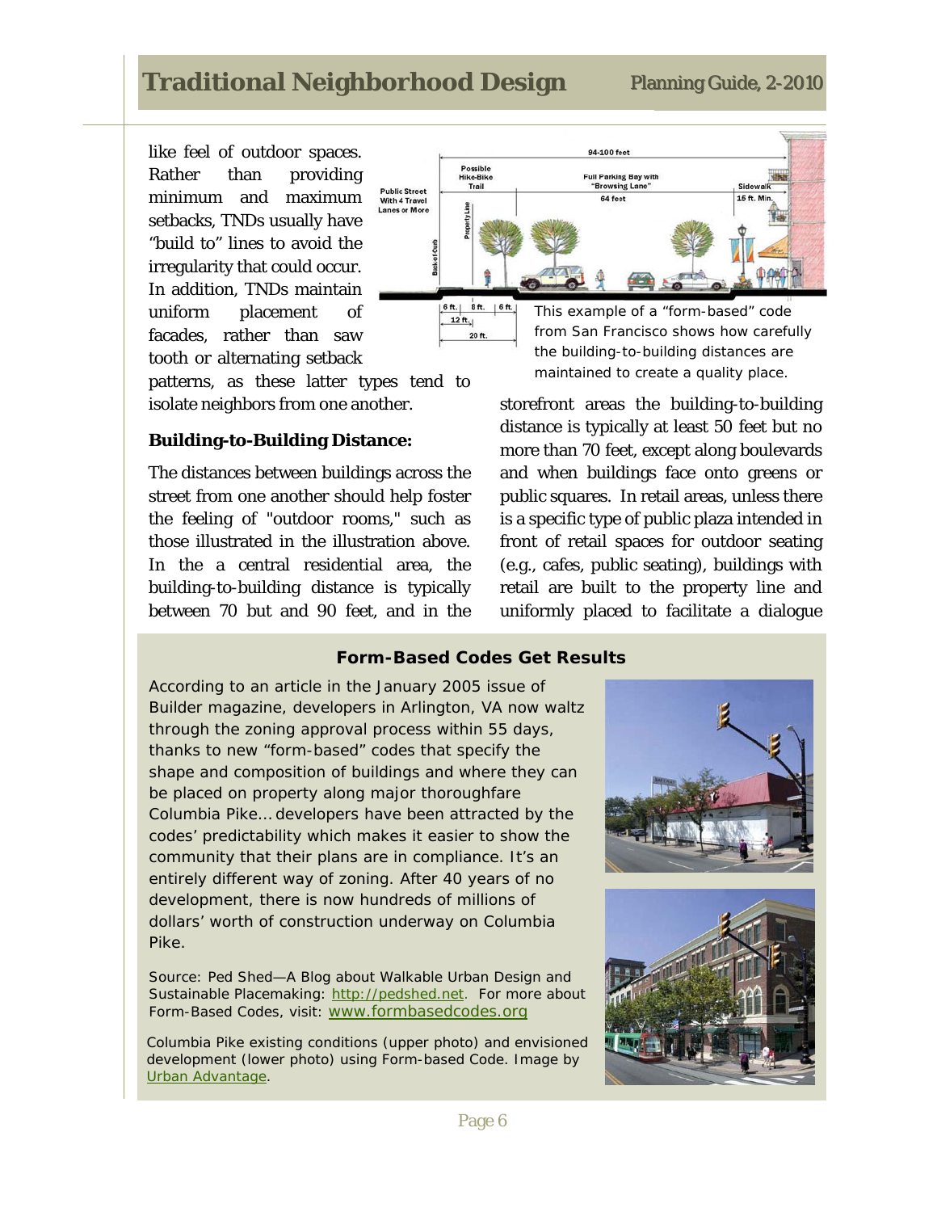like feel of outdoor spaces. Rather than providing minimum and maximum setbacks, TNDs usually have "build to" lines to avoid the irregularity that could occur. In addition, TNDs maintain uniform placement of facades, rather than saw tooth or alternating setback patterns, as these latter types tend to isolate neighbors from one another.

This example of a "form-based" code from San Francisco shows how carefully the building-to-building distances are maintained to create a quality place.

**Building-to-Building Distance:**

The distances between buildings across the street from one another should help foster the feeling of "outdoor rooms," such as those illustrated in the illustration above. In the a central residential area, the building-to-building distance is typically between 70 but and 90 feet, and in the storefront areas the building-to-building distance is typically at least 50 feet but no more than 70 feet, except along boulevards and when buildings face onto greens or public squares. In retail areas, unless there is a specific type of public plaza intended in front of retail spaces for outdoor seating (e.g., cafes, public seating), buildings with retail are built to the property line and uniformly placed to facilitate a dialogue

**Form-Based Codes Get Results**

According to an article in the January 2005 issue of Builder magazine, developers in Arlington, VA now waltz through the zoning approval process within 55 days, thanks to new "form-based" codes that specify the shape and composition of buildings and where they can be placed on property along major thoroughfare Columbia Pike… developers have been attracted by the codes' predictability which makes it easier to show the community that their plans are in compliance. It's an entirely different way of zoning. After 40 years of no development, there is now hundreds of millions of dollars' worth of construction underway on Columbia Pike.

Source: Ped Shed—A Blog about Walkable Urban Design and Sustainable Placemaking: http://pedshed.net. For more about Form-Based Codes, visit: www.formbasedcodes.org

Columbia Pike existing conditions (upper photo) and envisioned development (lower photo) using Form-based Code. Image by Urban Advantage.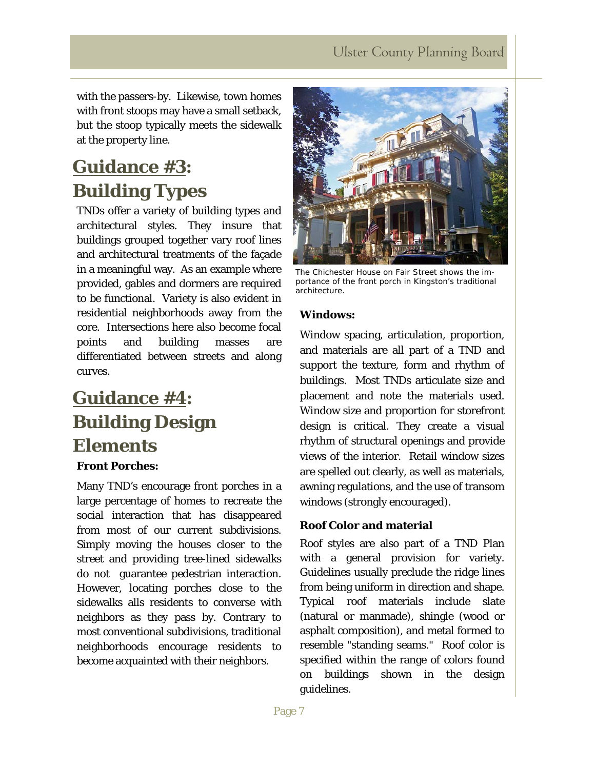with the passers-by. Likewise, town homes with front stoops may have a small setback, but the stoop typically meets the sidewalk at the property line.

## Guidance #3: Building Types

TNDs offer a variety of building types and architectural styles. They insure that buildings grouped together vary roof lines and architectural treatments of the façade in a meaningful way. As an example where provided, gables and dormers are required to be functional. Variety is also evident in residential neighborhoods away from the core. Intersections here also become focal points and building masses are differentiated between streets and along curves.

## Guidance #4: Building Design Elements

**Front Porches:**

Many TND's encourage front porches in a large percentage of homes to recreate the social interaction that has disappeared from most of our current subdivisions. Simply moving the houses closer to the street and providing tree-lined sidewalks do not guarantee pedestrian interaction. However, locating porches close to the sidewalks alls residents to converse with neighbors as they pass by. Contrary to most conventional subdivisions, traditional neighborhoods encourage residents to become acquainted with their neighbors.

The Chichester House on Fair Street shows the importance of the front porch in Kingston's traditional architecture.

**Windows:**

Window spacing, articulation, proportion, and materials are all part of a TND and support the texture, form and rhythm of buildings. Most TNDs articulate size and placement and note the materials used. Window size and proportion for storefront design is critical. They create a visual rhythm of structural openings and provide views of the interior. Retail window sizes are spelled out clearly, as well as materials, awning regulations, and the use of transom windows (strongly encouraged).

**Roof Color and material**

Roof styles are also part of a TND Plan with a general provision for variety. Guidelines usually preclude the ridge lines from being uniform in direction and shape. Typical roof materials include slate (natural or manmade), shingle (wood or asphalt composition), and metal formed to resemble "standing seams." Roof color is specified within the range of colors found on buildings shown in the design guidelines.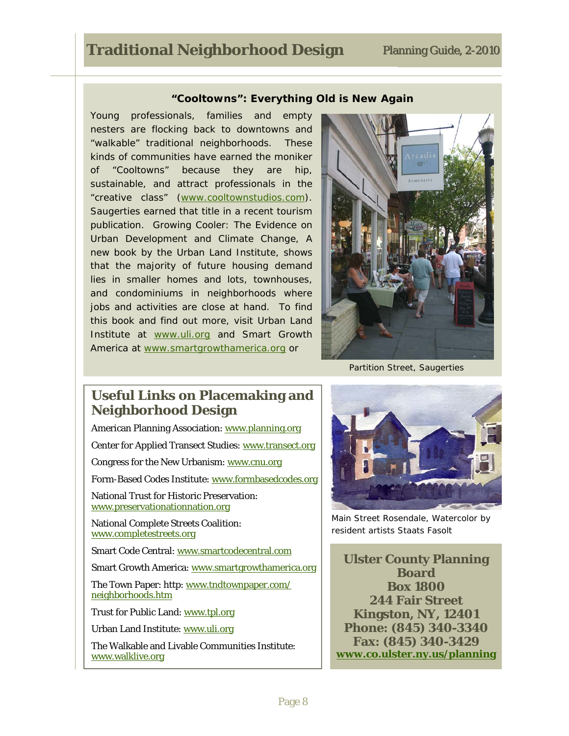## "Cooltowns": Everything Old is New Again

Young professionals, families and empty nesters are flocking back to downtowns and "walkable" traditional neighborhoods. These kinds of communities have earned the moniker of "Cooltowns" because they are hip, sustainable, and attract professionals in the "creative class" (www.cooltownstudios.com). Saugerties earned that title in a recent tourism publication. Growing Cooler: The Evidence on Urban Development and Climate Change, A new book by the Urban Land Institute, shows that the majority of future housing demand lies in smaller homes and lots, townhouses, and condominiums in neighborhoods where jobs and activities are close at hand. To find this book and find out more, visit Urban Land Institute at www.uli.org and Smart Growth America at www.smartgrowthamerica.org or

Partition Street, Saugerties

## Useful Links on Placemaking and Neighborhood Design

American Planning Association: www.planning.org

Center for Applied Transect Studies: www.transect.org

Congress for the New Urbanism: www.cnu.org

Form-Based Codes Institute: www.formbasedcodes.org

National Trust for Historic Preservation: www.preservationationnation.org

National Complete Streets Coalition: www.completestreets.org

Smart Code Central: www.smartcodecentral.com

Smart Growth America: www.smartgrowthamerica.org

The Town Paper: http: www.tndtownpaper.com/neighborhoods.htm

Trust for Public Land: www.tpl.org

Urban Land Institute: www.uli.org

The Walkable and Livable Communities Institute: www.walklive.org

Main Street Rosendale, Watercolor by resident artists Staats Fasolt

**Ulster County Planning Board**
**Box 1800**
**244 Fair Street**
**Kingston, NY, 12401**
**Phone: (845) 340-3340**
**Fax: (845) 340-3429**
**www.co.ulster.ny.us/planning**